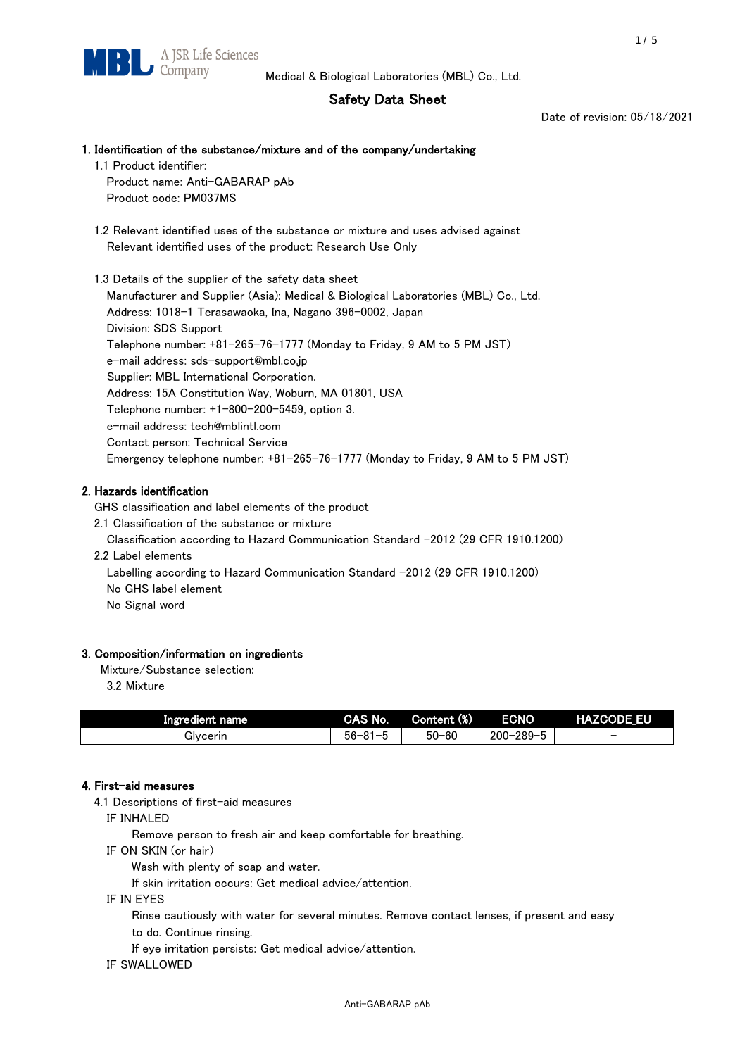Medical & Biological Laboratories (MBL) Co., Ltd.

# Safety Data Sheet

Date of revision: 05/18/2021

## 1. Identification of the substance/mixture and of the company/undertaking

1.1 Product identifier:

Product name: Anti-GABARAP pAb

Product code: PM037MS

1.2 Relevant identified uses of the substance or mixture and uses advised against

Relevant identified uses of the product: Research Use Only

1.3 Details of the supplier of the safety data sheet

Manufacturer and Supplier (Asia): Medical & Biological Laboratories (MBL) Co., Ltd.

Address: 1018-1 Terasawaoka, Ina, Nagano 396-0002, Japan

Division: SDS Support

Telephone number: +81-265-76-1777 (Monday to Friday, 9 AM to 5 PM JST)

e-mail address: sds-support@mbl.co.jp

Supplier: MBL International Corporation.

Address: 15A Constitution Way, Woburn, MA 01801, USA

Telephone number: +1-800-200-5459, option 3.

e-mail address: tech@mblintl.com

Contact person: Technical Service

Emergency telephone number: +81-265-76-1777 (Monday to Friday, 9 AM to 5 PM JST)

## 2. Hazards identification

GHS classification and label elements of the product

2.1 Classification of the substance or mixture

Classification according to Hazard Communication Standard -2012 (29 CFR 1910.1200)

2.2 Label elements

Labelling according to Hazard Communication Standard -2012 (29 CFR 1910.1200)

No GHS label element

No Signal word

## 3. Composition/information on ingredients

Mixture/Substance selection:

3.2 Mixture

| Ingredient name | CAS No. | Content (%) | ECNO | HAZCODE_EU |
|---|---|---|---|---|
| Glycerin | 56-81-5 | 50-60 | 200-289-5 | − |

## 4. First-aid measures

4.1 Descriptions of first-aid measures

IF INHALED

Remove person to fresh air and keep comfortable for breathing.

IF ON SKIN (or hair)

Wash with plenty of soap and water.

If skin irritation occurs: Get medical advice/attention.

IF IN EYES

Rinse cautiously with water for several minutes. Remove contact lenses, if present and easy to do. Continue rinsing.

If eye irritation persists: Get medical advice/attention.

IF SWALLOWED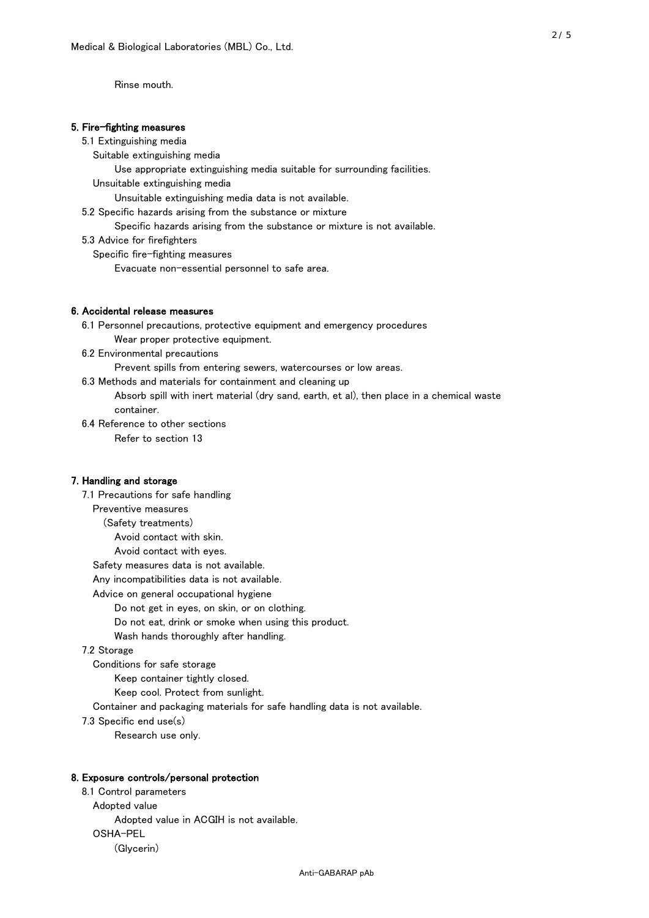Rinse mouth.

## 5. Fire-fighting measures

5.1 Extinguishing media

Suitable extinguishing media

Use appropriate extinguishing media suitable for surrounding facilities.

Unsuitable extinguishing media

Unsuitable extinguishing media data is not available.

5.2 Specific hazards arising from the substance or mixture

Specific hazards arising from the substance or mixture is not available.

5.3 Advice for firefighters

Specific fire-fighting measures

Evacuate non-essential personnel to safe area.

## 6. Accidental release measures

6.1 Personnel precautions, protective equipment and emergency procedures

Wear proper protective equipment.

6.2 Environmental precautions

Prevent spills from entering sewers, watercourses or low areas.

6.3 Methods and materials for containment and cleaning up

Absorb spill with inert material (dry sand, earth, et al), then place in a chemical waste container.

6.4 Reference to other sections

Refer to section 13

## 7. Handling and storage

7.1 Precautions for safe handling

Preventive measures

(Safety treatments)

Avoid contact with skin.

Avoid contact with eyes.

Safety measures data is not available.

Any incompatibilities data is not available.

Advice on general occupational hygiene

Do not get in eyes, on skin, or on clothing.

Do not eat, drink or smoke when using this product.

Wash hands thoroughly after handling.

7.2 Storage

Conditions for safe storage

Keep container tightly closed.

Keep cool. Protect from sunlight.

Container and packaging materials for safe handling data is not available.

7.3 Specific end use(s)

Research use only.

## 8. Exposure controls/personal protection

8.1 Control parameters

Adopted value

Adopted value in ACGIH is not available.

OSHA-PEL

(Glycerin)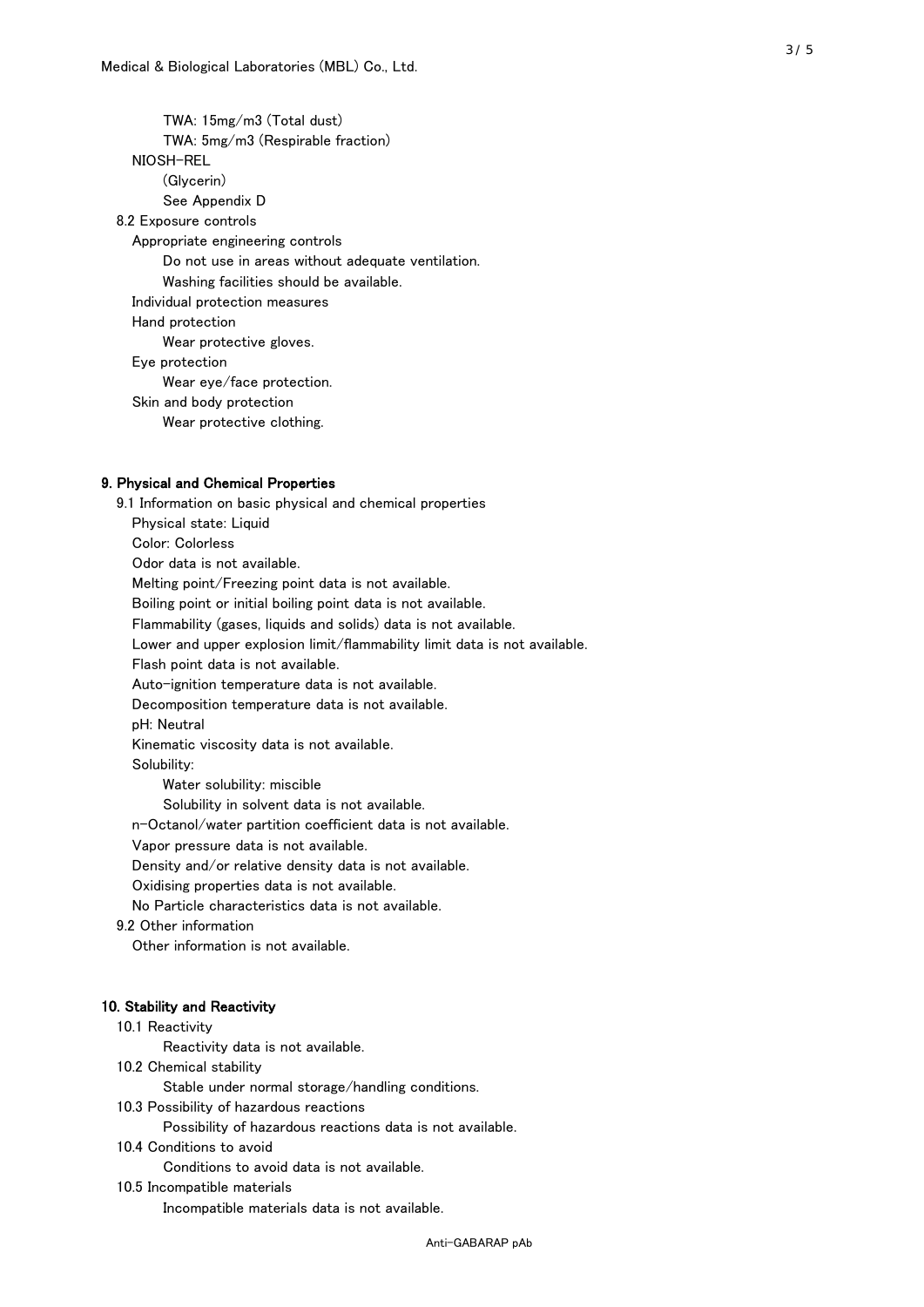TWA: 15mg/m3 (Total dust)

TWA: 5mg/m3 (Respirable fraction)

NIOSH-REL

(Glycerin)

See Appendix D

8.2 Exposure controls

Appropriate engineering controls

Do not use in areas without adequate ventilation.

Washing facilities should be available.

Individual protection measures

Hand protection

Wear protective gloves.

Eye protection

Wear eye/face protection.

Skin and body protection

Wear protective clothing.

## 9. Physical and Chemical Properties

9.1 Information on basic physical and chemical properties

Physical state: Liquid

Color: Colorless

Odor data is not available.

Melting point/Freezing point data is not available.

Boiling point or initial boiling point data is not available.

Flammability (gases, liquids and solids) data is not available.

Lower and upper explosion limit/flammability limit data is not available.

Flash point data is not available.

Auto-ignition temperature data is not available.

Decomposition temperature data is not available.

pH: Neutral

Kinematic viscosity data is not available.

Solubility:

Water solubility: miscible

Solubility in solvent data is not available.

n-Octanol/water partition coefficient data is not available.

Vapor pressure data is not available.

Density and/or relative density data is not available.

Oxidising properties data is not available.

No Particle characteristics data is not available.

9.2 Other information

Other information is not available.

## 10. Stability and Reactivity

10.1 Reactivity

Reactivity data is not available.

10.2 Chemical stability

Stable under normal storage/handling conditions.

10.3 Possibility of hazardous reactions

Possibility of hazardous reactions data is not available.

10.4 Conditions to avoid

Conditions to avoid data is not available.

10.5 Incompatible materials

Incompatible materials data is not available.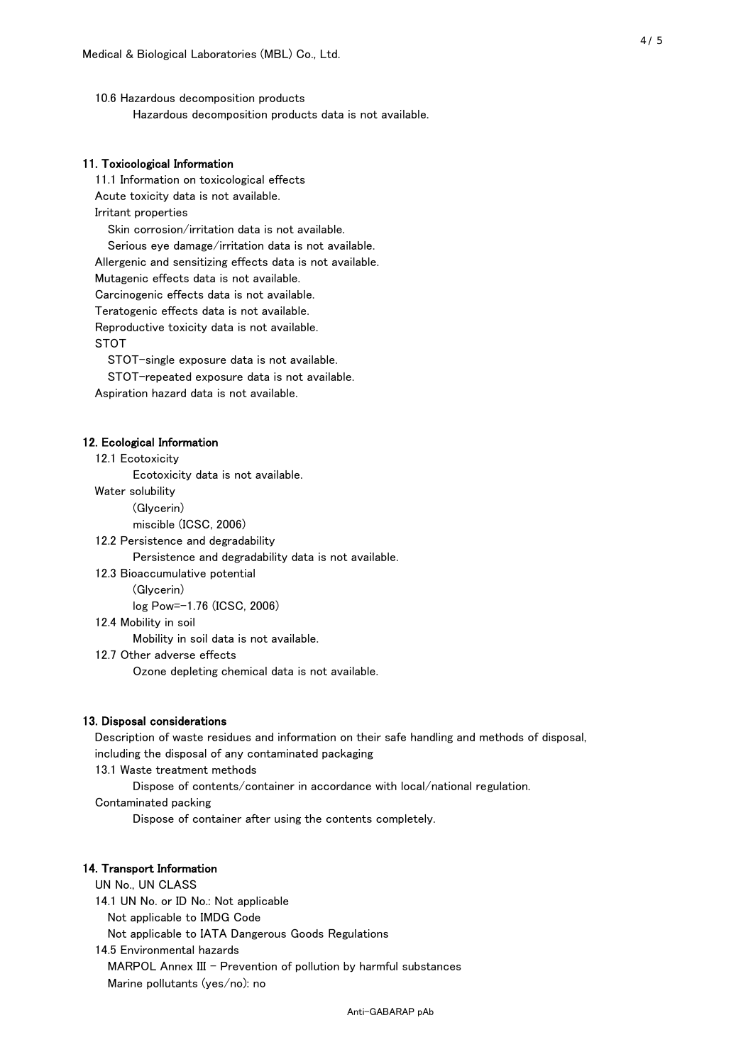10.6 Hazardous decomposition products

Hazardous decomposition products data is not available.

## 11. Toxicological Information

11.1 Information on toxicological effects

Acute toxicity data is not available.

Irritant properties

Skin corrosion/irritation data is not available.

Serious eye damage/irritation data is not available.

Allergenic and sensitizing effects data is not available.

Mutagenic effects data is not available.

Carcinogenic effects data is not available.

Teratogenic effects data is not available.

Reproductive toxicity data is not available.

STOT

STOT-single exposure data is not available.

STOT-repeated exposure data is not available.

Aspiration hazard data is not available.

## 12. Ecological Information

12.1 Ecotoxicity

Ecotoxicity data is not available.

Water solubility

(Glycerin)

miscible (ICSC, 2006)

12.2 Persistence and degradability

Persistence and degradability data is not available.

12.3 Bioaccumulative potential

(Glycerin)

log Pow=-1.76 (ICSC, 2006)

12.4 Mobility in soil

Mobility in soil data is not available.

12.7 Other adverse effects

Ozone depleting chemical data is not available.

## 13. Disposal considerations

Description of waste residues and information on their safe handling and methods of disposal, including the disposal of any contaminated packaging

13.1 Waste treatment methods

Dispose of contents/container in accordance with local/national regulation.

Contaminated packing

Dispose of container after using the contents completely.

## 14. Transport Information

UN No., UN CLASS

14.1 UN No. or ID No.: Not applicable

Not applicable to IMDG Code

Not applicable to IATA Dangerous Goods Regulations

14.5 Environmental hazards

MARPOL Annex III - Prevention of pollution by harmful substances

Marine pollutants (yes/no): no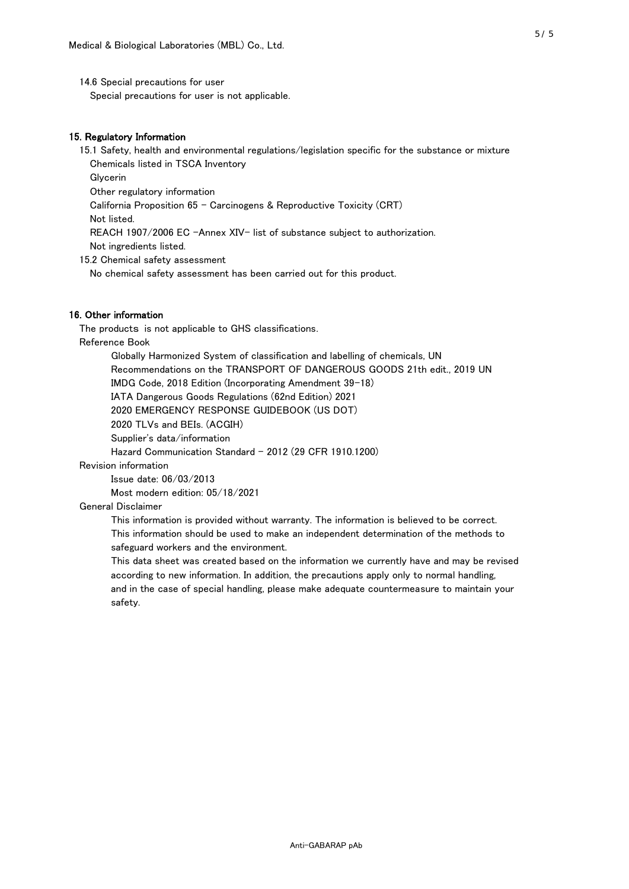14.6 Special precautions for user

Special precautions for user is not applicable.

## 15. Regulatory Information

15.1 Safety, health and environmental regulations/legislation specific for the substance or mixture

Chemicals listed in TSCA Inventory

Glycerin

Other regulatory information

California Proposition 65 - Carcinogens & Reproductive Toxicity (CRT)

Not listed.

REACH 1907/2006 EC -Annex XIV- list of substance subject to authorization.

Not ingredients listed.

15.2 Chemical safety assessment

No chemical safety assessment has been carried out for this product.

## 16. Other information

The products is not applicable to GHS classifications.

Reference Book

Globally Harmonized System of classification and labelling of chemicals, UN
Recommendations on the TRANSPORT OF DANGEROUS GOODS 21th edit., 2019 UN
IMDG Code, 2018 Edition (Incorporating Amendment 39-18)
IATA Dangerous Goods Regulations (62nd Edition) 2021
2020 EMERGENCY RESPONSE GUIDEBOOK (US DOT)
2020 TLVs and BEIs. (ACGIH)
Supplier's data/information
Hazard Communication Standard - 2012 (29 CFR 1910.1200)

Revision information

Issue date: 06/03/2013
Most modern edition: 05/18/2021

General Disclaimer

This information is provided without warranty. The information is believed to be correct. This information should be used to make an independent determination of the methods to safeguard workers and the environment.

This data sheet was created based on the information we currently have and may be revised according to new information. In addition, the precautions apply only to normal handling, and in the case of special handling, please make adequate countermeasure to maintain your safety.